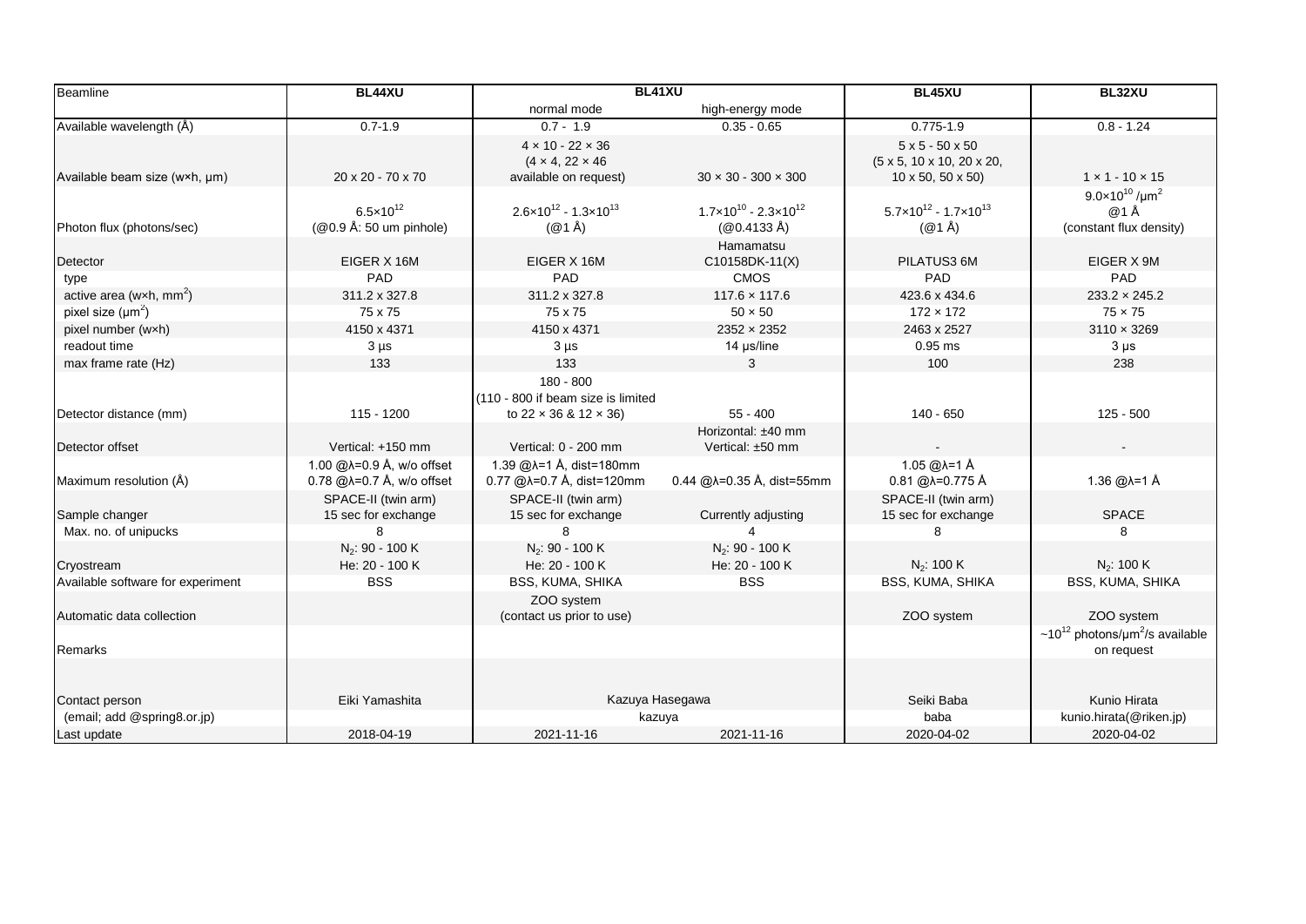| Beamline | BL44XU | BL41XU | | BL45XU | BL32XU |
|---|---|---|---|---|---|
| | | normal mode | high-energy mode | | |
| Available wavelength (Å) | 0.7-1.9 | 0.7 - 1.9 | 0.35 - 0.65 | 0.775-1.9 | 0.8 - 1.24 |
| Available beam size (w×h, μm) | 20 x 20 - 70 x 70 | 4 × 10 - 22 × 36 (4 × 4, 22 × 46 available on request) | 30 × 30 - 300 × 300 | 5 x 5 - 50 x 50 (5 x 5, 10 x 10, 20 x 20, 10 x 50, 50 x 50) | 1 × 1 - 10 × 15 |
| Photon flux (photons/sec) | $6.5\times10^{12}$ (@0.9 Å: 50 um pinhole) | $2.6\times10^{12}$ - $1.3\times10^{13}$ (@1 Å) | $1.7\times10^{10}$ - $2.3\times10^{12}$ (@0.4133 Å) | $5.7\times10^{12}$ - $1.7\times10^{13}$ (@1 Å) | $9.0\times10^{10}$ /μm$^2$ @1 Å (constant flux density) |
| Detector | EIGER X 16M | EIGER X 16M | Hamamatsu C10158DK-11(X) | PILATUS3 6M | EIGER X 9M |
| type | PAD | PAD | CMOS | PAD | PAD |
| active area (w×h, mm$^2$) | 311.2 x 327.8 | 311.2 x 327.8 | 117.6 × 117.6 | 423.6 x 434.6 | 233.2 × 245.2 |
| pixel size (μm$^2$) | 75 x 75 | 75 x 75 | 50 × 50 | 172 × 172 | 75 × 75 |
| pixel number (w×h) | 4150 x 4371 | 4150 x 4371 | 2352 × 2352 | 2463 x 2527 | 3110 × 3269 |
| readout time | 3 μs | 3 μs | 14 μs/line | 0.95 ms | 3 μs |
| max frame rate (Hz) | 133 | 133 | 3 | 100 | 238 |
| Detector distance (mm) | 115 - 1200 | 180 - 800 (110 - 800 if beam size is limited to 22 × 36 & 12 × 36) | 55 - 400 | 140 - 650 | 125 - 500 |
| Detector offset | Vertical: +150 mm | Vertical: 0 - 200 mm | Horizontal: ±40 mm Vertical: ±50 mm | - | - |
| Maximum resolution (Å) | 1.00 @λ=0.9 Å, w/o offset 0.78 @λ=0.7 Å, w/o offset | 1.39 @λ=1 Å, dist=180mm 0.77 @λ=0.7 Å, dist=120mm | 0.44 @λ=0.35 Å, dist=55mm | 1.05 @λ=1 Å 0.81 @λ=0.775 Å | 1.36 @λ=1 Å |
| Sample changer | SPACE-II (twin arm) 15 sec for exchange | SPACE-II (twin arm) 15 sec for exchange | Currently adjusting | SPACE-II (twin arm) 15 sec for exchange | SPACE |
| Max. no. of unipucks | 8 | 8 | 4 | 8 | 8 |
| Cryostream | $N_2$: 90 - 100 K He: 20 - 100 K | $N_2$: 90 - 100 K He: 20 - 100 K | $N_2$: 90 - 100 K He: 20 - 100 K | $N_2$: 100 K | $N_2$: 100 K |
| Available software for experiment | BSS | BSS, KUMA, SHIKA | BSS | BSS, KUMA, SHIKA | BSS, KUMA, SHIKA |
| Automatic data collection | | ZOO system (contact us prior to use) | | ZOO system | ZOO system |
| Remarks | | | | | ~$10^{12}$ photons/μm$^2$/s available on request |
| Contact person | Eiki Yamashita | Kazuya Hasegawa | | Seiki Baba | Kunio Hirata |
| (email; add @spring8.or.jp) | | kazuya | | baba | kunio.hirata(@riken.jp) |
| Last update | 2018-04-19 | 2021-11-16 | 2021-11-16 | 2020-04-02 | 2020-04-02 |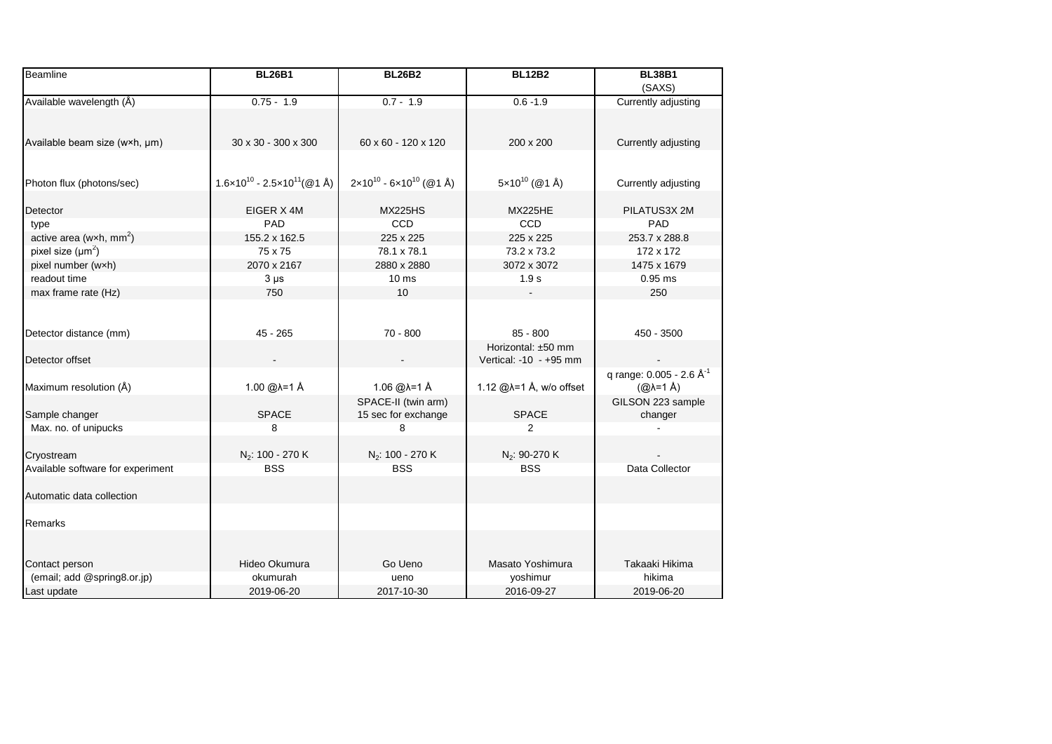| Beamline | BL26B1 | BL26B2 | BL12B2 | BL38B1 (SAXS) |
|---|---|---|---|---|
| Available wavelength (Å) | 0.75 - 1.9 | 0.7 - 1.9 | 0.6 -1.9 | Currently adjusting |
| Available beam size (w×h, μm) | 30 x 30 - 300 x 300 | 60 x 60 - 120 x 120 | 200 x 200 | Currently adjusting |
| Photon flux (photons/sec) | $1.6\times10^{10}$ - $2.5\times10^{11}$(@1 Å) | $2\times10^{10}$ - $6\times10^{10}$ (@1 Å) | $5\times10^{10}$ (@1 Å) | Currently adjusting |
| Detector | EIGER X 4M | MX225HS | MX225HE | PILATUS3X 2M |
| type | PAD | CCD | CCD | PAD |
| active area (w×h, $mm^2$) | 155.2 x 162.5 | 225 x 225 | 225 x 225 | 253.7 x 288.8 |
| pixel size ($\mu m^2$) | 75 x 75 | 78.1 x 78.1 | 73.2 x 73.2 | 172 x 172 |
| pixel number (w×h) | 2070 x 2167 | 2880 x 2880 | 3072 x 3072 | 1475 x 1679 |
| readout time | 3 μs | 10 ms | 1.9 s | 0.95 ms |
| max frame rate (Hz) | 750 | 10 | - | 250 |
| Detector distance (mm) | 45 - 265 | 70 - 800 | 85 - 800 | 450 - 3500 |
| Detector offset | - | - | Horizontal: ±50 mm Vertical: -10 - +95 mm | - |
| Maximum resolution (Å) | 1.00 @λ=1 Å | 1.06 @λ=1 Å | 1.12 @λ=1 Å, w/o offset | q range: 0.005 - 2.6 $Å^{-1}$ (@λ=1 Å) |
| Sample changer | SPACE | SPACE-II (twin arm) 15 sec for exchange | SPACE | GILSON 223 sample changer |
| Max. no. of unipucks | 8 | 8 | 2 | - |
| Cryostream | $N_2$: 100 - 270 K | $N_2$: 100 - 270 K | $N_2$: 90-270 K | - |
| Available software for experiment | BSS | BSS | BSS | Data Collector |
| Automatic data collection | | | | |
| Remarks | | | | |
| Contact person | Hideo Okumura | Go Ueno | Masato Yoshimura | Takaaki Hikima |
| (email; add @spring8.or.jp) | okumurah | ueno | yoshimur | hikima |
| Last update | 2019-06-20 | 2017-10-30 | 2016-09-27 | 2019-06-20 |